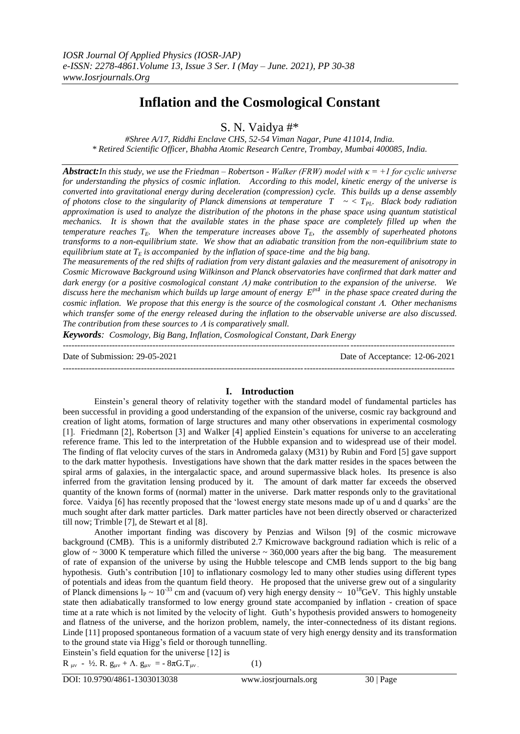# Inflation and the Cosmological Constant

S. N. Vaidya #*

*#Shree A/17, Riddhi Enclave CHS, 52-54 Viman Nagar, Pune 411014, India.*
*\* Retired Scientific Officer, Bhabha Atomic Research Centre, Trombay, Mumbai 400085, India.*

***Abstract:*** *In this study, we use the Friedman – Robertson - Walker (FRW) model with $\kappa = +1$ for cyclic universe for understanding the physics of cosmic inflation. According to this model, kinetic energy of the universe is converted into gravitational energy during deceleration (compression) cycle. This builds up a dense assembly of photons close to the singularity of Planck dimensions at temperature $T \sim < T_{PL}$. Black body radiation approximation is used to analyze the distribution of the photons in the phase space using quantum statistical mechanics. It is shown that the available states in the phase space are completely filled up when the temperature reaches $T_E$. When the temperature increases above $T_E$, the assembly of superheated photons transforms to a non-equilibrium state. We show that an adiabatic transition from the non-equilibrium state to equilibrium state at $T_E$ is accompanied by the inflation of space-time and the big bang.*

*The measurements of the red shifts of radiation from very distant galaxies and the measurement of anisotropy in Cosmic Microwave Background using Wilkinson and Planck observatories have confirmed that dark matter and dark energy (or a positive cosmological constant $\Lambda$) make contribution to the expansion of the universe. We discuss here the mechanism which builds up large amount of energy $E^{ps1}$ in the phase space created during the cosmic inflation. We propose that this energy is the source of the cosmological constant $\Lambda$. Other mechanisms which transfer some of the energy released during the inflation to the observable universe are also discussed. The contribution from these sources to $\Lambda$ is comparatively small.*

***Keywords****: Cosmology, Big Bang, Inflation, Cosmological Constant, Dark Energy*

---

Date of Submission: 29-05-2021 Date of Acceptance: 12-06-2021

---

## I. Introduction

Einstein's general theory of relativity together with the standard model of fundamental particles has been successful in providing a good understanding of the expansion of the universe, cosmic ray background and creation of light atoms, formation of large structures and many other observations in experimental cosmology [1]. Friedmann [2], Robertson [3] and Walker [4] applied Einstein's equations for universe to an accelerating reference frame. This led to the interpretation of the Hubble expansion and to widespread use of their model. The finding of flat velocity curves of the stars in Andromeda galaxy (M31) by Rubin and Ford [5] gave support to the dark matter hypothesis. Investigations have shown that the dark matter resides in the spaces between the spiral arms of galaxies, in the intergalactic space, and around supermassive black holes. Its presence is also inferred from the gravitation lensing produced by it. The amount of dark matter far exceeds the observed quantity of the known forms of (normal) matter in the universe. Dark matter responds only to the gravitational force. Vaidya [6] has recently proposed that the 'lowest energy state mesons made up of u and d quarks' are the much sought after dark matter particles. Dark matter particles have not been directly observed or characterized till now; Trimble [7], de Stewart et al [8].

Another important finding was discovery by Penzias and Wilson [9] of the cosmic microwave background (CMB). This is a uniformly distributed 2.7 Kmicrowave background radiation which is relic of a glow of ~ 3000 K temperature which filled the universe ~ 360,000 years after the big bang. The measurement of rate of expansion of the universe by using the Hubble telescope and CMB lends support to the big bang hypothesis. Guth's contribution [10] to inflationary cosmology led to many other studies using different types of potentials and ideas from the quantum field theory. He proposed that the universe grew out of a singularity of Planck dimensions $l_P \sim 10^{-33}$ cm and (vacuum of) very high energy density ~ $10^{18}$GeV. This highly unstable state then adiabatically transformed to low energy ground state accompanied by inflation - creation of space time at a rate which is not limited by the velocity of light. Guth's hypothesis provided answers to homogeneity and flatness of the universe, and the horizon problem, namely, the inter-connectedness of its distant regions. Linde [11] proposed spontaneous formation of a vacuum state of very high energy density and its transformation to the ground state via Higg's field or thorough tunnelling.

Einstein's field equation for the universe [12] is

$$R_{\mu\nu} - \tfrac{1}{2} . R. g_{\mu\nu} + \Lambda. g_{\mu\nu} = - 8\pi G.T_{\mu\nu} \qquad (1)$$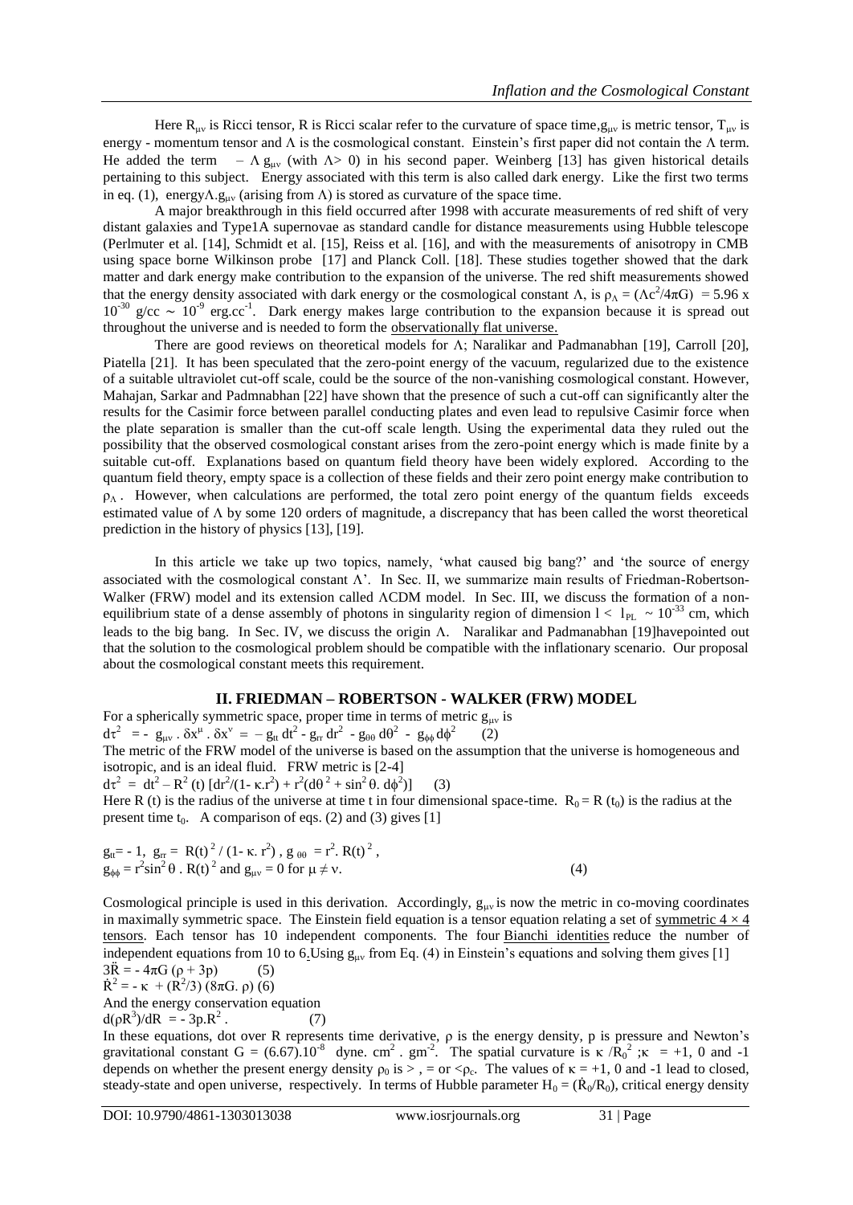Here $R_{\mu\nu}$ is Ricci tensor, R is Ricci scalar refer to the curvature of space time, $g_{\mu\nu}$ is metric tensor, $T_{\mu\nu}$ is energy - momentum tensor and $\Lambda$ is the cosmological constant. Einstein's first paper did not contain the $\Lambda$ term. He added the term $- \Lambda g_{\mu\nu}$ (with $\Lambda > 0$) in his second paper. Weinberg [13] has given historical details pertaining to this subject. Energy associated with this term is also called dark energy. Like the first two terms in eq. (1), energy $\Lambda . g_{\mu\nu}$ (arising from $\Lambda$) is stored as curvature of the space time.

A major breakthrough in this field occurred after 1998 with accurate measurements of red shift of very distant galaxies and Type1A supernovae as standard candle for distance measurements using Hubble telescope (Perlmuter et al. [14], Schmidt et al. [15], Reiss et al. [16], and with the measurements of anisotropy in CMB using space borne Wilkinson probe [17] and Planck Coll. [18]. These studies together showed that the dark matter and dark energy make contribution to the expansion of the universe. The red shift measurements showed that the energy density associated with dark energy or the cosmological constant $\Lambda$, is $\rho_\Lambda = (\Lambda c^2/4\pi G) = 5.96 \times 10^{-30}$ g/cc $\sim 10^{-9}$ erg.cc$^{-1}$. Dark energy makes large contribution to the expansion because it is spread out throughout the universe and is needed to form the observationally flat universe.

There are good reviews on theoretical models for $\Lambda$; Naralikar and Padmanabhan [19], Carroll [20], Piatella [21]. It has been speculated that the zero-point energy of the vacuum, regularized due to the existence of a suitable ultraviolet cut-off scale, could be the source of the non-vanishing cosmological constant. However, Mahajan, Sarkar and Padmnabhan [22] have shown that the presence of such a cut-off can significantly alter the results for the Casimir force between parallel conducting plates and even lead to repulsive Casimir force when the plate separation is smaller than the cut-off scale length. Using the experimental data they ruled out the possibility that the observed cosmological constant arises from the zero-point energy which is made finite by a suitable cut-off. Explanations based on quantum field theory have been widely explored. According to the quantum field theory, empty space is a collection of these fields and their zero point energy make contribution to $\rho_\Lambda$. However, when calculations are performed, the total zero point energy of the quantum fields exceeds estimated value of $\Lambda$ by some 120 orders of magnitude, a discrepancy that has been called the worst theoretical prediction in the history of physics [13], [19].

In this article we take up two topics, namely, 'what caused big bang?' and 'the source of energy associated with the cosmological constant $\Lambda$'. In Sec. II, we summarize main results of Friedman-Robertson-Walker (FRW) model and its extension called $\Lambda$CDM model. In Sec. III, we discuss the formation of a non-equilibrium state of a dense assembly of photons in singularity region of dimension $l < l_{PL} \sim 10^{-33}$ cm, which leads to the big bang. In Sec. IV, we discuss the origin $\Lambda$. Naralikar and Padmanabhan [19] have pointed out that the solution to the cosmological problem should be compatible with the inflationary scenario. Our proposal about the cosmological constant meets this requirement.

## II. FRIEDMAN – ROBERTSON - WALKER (FRW) MODEL

For a spherically symmetric space, proper time in terms of metric $g_{\mu\nu}$ is

$$d\tau^2 = - g_{\mu\nu} . \delta x^\mu . \delta x^\nu = - g_{tt}\, dt^2 - g_{rr}\, dr^2 - g_{\theta\theta}\, d\theta^2 - g_{\phi\phi}\, d\phi^2 \quad (2)$$

The metric of the FRW model of the universe is based on the assumption that the universe is homogeneous and isotropic, and is an ideal fluid. FRW metric is [2-4]

$$d\tau^2 = dt^2 - R^2(t)\, [dr^2/(1- \kappa . r^2) + r^2(d\theta^2 + \sin^2\theta . d\phi^2)] \quad (3)$$

Here R (t) is the radius of the universe at time t in four dimensional space-time. $R_0 = R(t_0)$ is the radius at the present time $t_0$. A comparison of eqs. (2) and (3) gives [1]

$$g_{tt} = - 1,\ g_{rr} = R(t)^2 / (1- \kappa . r^2),\ g_{\theta\theta} = r^2 . R(t)^2,$$
$$g_{\phi\phi} = r^2 \sin^2\theta . R(t)^2 \text{ and } g_{\mu\nu} = 0 \text{ for } \mu \neq \nu. \quad (4)$$

Cosmological principle is used in this derivation. Accordingly, $g_{\mu\nu}$ is now the metric in co-moving coordinates in maximally symmetric space. The Einstein field equation is a tensor equation relating a set of symmetric $4 \times 4$ tensors. Each tensor has 10 independent components. The four Bianchi identities reduce the number of independent equations from 10 to 6. Using $g_{\mu\nu}$ from Eq. (4) in Einstein's equations and solving them gives [1]

$$3\ddot{R} = - 4\pi G\, (\rho + 3p) \quad (5)$$

$$\dot{R}^2 = - \kappa + (R^2/3)\, (8\pi G . \rho) \quad (6)$$

And the energy conservation equation

$$d(\rho R^3)/dR = - 3p . R^2 . \quad (7)$$

In these equations, dot over R represents time derivative, $\rho$ is the energy density, p is pressure and Newton's gravitational constant $G = (6.67).10^{-8}$ dyne. cm$^2$ . gm$^{-2}$. The spatial curvature is $\kappa / R_0^2$ ; $\kappa = +1$, 0 and -1 depends on whether the present energy density $\rho_0$ is >, = or < $\rho_c$. The values of $\kappa = +1$, 0 and -1 lead to closed, steady-state and open universe, respectively. In terms of Hubble parameter $H_0 = (\dot{R}_0/R_0)$, critical energy density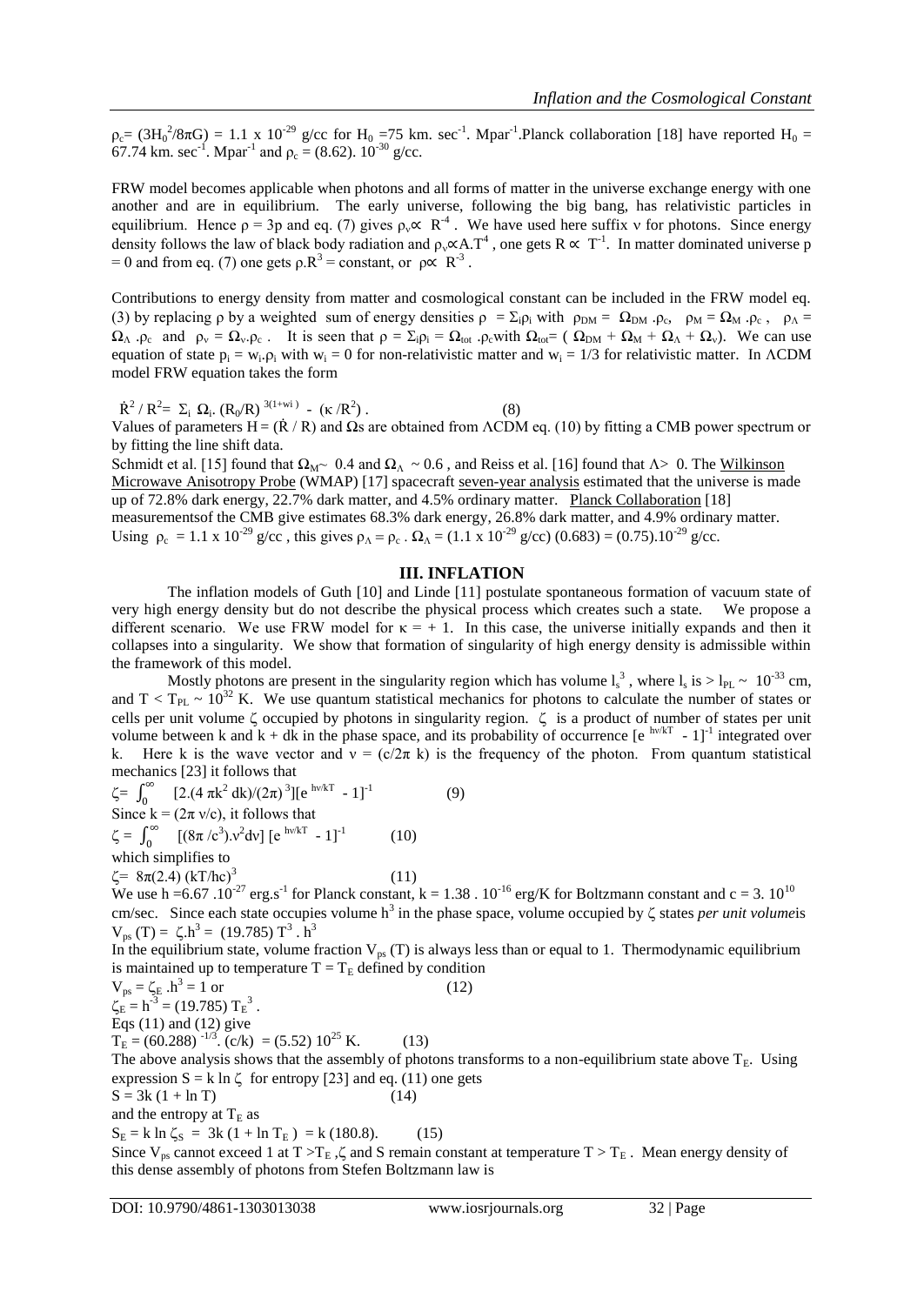$\rho_c = (3H_0^2/8\pi G) = 1.1 \times 10^{-29}$ g/cc for $H_0 = 75$ km. sec$^{-1}$. Mpar$^{-1}$.Planck collaboration [18] have reported $H_0 = 67.74$ km. sec$^{-1}$. Mpar$^{-1}$ and $\rho_c = (8.62).\ 10^{-30}$ g/cc.

FRW model becomes applicable when photons and all forms of matter in the universe exchange energy with one another and are in equilibrium. The early universe, following the big bang, has relativistic particles in equilibrium. Hence $\rho = 3p$ and eq. (7) gives $\rho_\nu \propto R^{-4}$ . We have used here suffix $\nu$ for photons. Since energy density follows the law of black body radiation and $\rho_\nu \propto A.T^4$ , one gets $R \propto T^{-1}$. In matter dominated universe $p = 0$ and from eq. (7) one gets $\rho.R^3$ = constant, or $\rho \propto R^{-3}$ .

Contributions to energy density from matter and cosmological constant can be included in the FRW model eq. (3) by replacing $\rho$ by a weighted sum of energy densities $\rho = \Sigma_i \rho_i$ with $\rho_{DM} = \Omega_{DM} .\rho_c$, $\rho_M = \Omega_M .\rho_c$ , $\rho_\Lambda = \Omega_\Lambda .\rho_c$ and $\rho_\nu = \Omega_\nu.\rho_c$ . It is seen that $\rho = \Sigma_i \rho_i = \Omega_{tot} .\rho_c$ with $\Omega_{tot} = ( \Omega_{DM} + \Omega_M + \Omega_\Lambda + \Omega_\nu)$. We can use equation of state $p_i = w_i.\rho_i$ with $w_i = 0$ for non-relativistic matter and $w_i = 1/3$ for relativistic matter. In ΛCDM model FRW equation takes the form

$$\dot{R}^2 / R^2 = \Sigma_i\ \Omega_i.\ (R_0/R)^{\ 3(1+wi)} - (\kappa /R^2)\ . \qquad (8)$$

Values of parameters $H = (\dot{R} / R)$ and Ωs are obtained from ΛCDM eq. (10) by fitting a CMB power spectrum or by fitting the line shift data.

Schmidt et al. [15] found that $\Omega_M \sim 0.4$ and $\Omega_\Lambda \sim 0.6$ , and Reiss et al. [16] found that $\Lambda > 0$. The Wilkinson Microwave Anisotropy Probe (WMAP) [17] spacecraft seven-year analysis estimated that the universe is made up of 72.8% dark energy, 22.7% dark matter, and 4.5% ordinary matter. Planck Collaboration [18] measurementsof the CMB give estimates 68.3% dark energy, 26.8% dark matter, and 4.9% ordinary matter. Using $\rho_c = 1.1 \times 10^{-29}$ g/cc , this gives $\rho_\Lambda = \rho_c .\ \Omega_\Lambda = (1.1 \times 10^{-29}$ g/cc$)\ (0.683) = (0.75).10^{-29}$ g/cc.

## III. INFLATION

The inflation models of Guth [10] and Linde [11] postulate spontaneous formation of vacuum state of very high energy density but do not describe the physical process which creates such a state. We propose a different scenario. We use FRW model for $\kappa = +1$. In this case, the universe initially expands and then it collapses into a singularity. We show that formation of singularity of high energy density is admissible within the framework of this model.

Mostly photons are present in the singularity region which has volume $l_s^3$ , where $l_s$ is $> l_{PL} \sim 10^{-33}$ cm, and $T < T_{PL} \sim 10^{32}$ K. We use quantum statistical mechanics for photons to calculate the number of states or cells per unit volume $\zeta$ occupied by photons in singularity region. $\zeta$ is a product of number of states per unit volume between k and k + dk in the phase space, and its probability of occurrence $[e^{\ h\nu/kT} - 1]^{-1}$ integrated over k. Here k is the wave vector and $\nu = (c/2\pi\ k)$ is the frequency of the photon. From quantum statistical mechanics [23] it follows that

$$\zeta = \int_0^\infty\ [2.(4\ \pi k^2\ dk)/(2\pi)^3][e^{\ h\nu/kT} - 1]^{-1} \qquad (9)$$

Since $k = (2\pi\ \nu/c)$, it follows that

$$\zeta = \int_0^\infty\ [(8\pi /c^3).\nu^2 d\nu]\ [e^{\ h\nu/kT} - 1]^{-1} \qquad (10)$$

which simplifies to

$$\zeta = 8\pi(2.4)\ (kT/hc)^3 \qquad (11)$$

We use $h = 6.67\ .10^{-27}$ erg.s$^{-1}$ for Planck constant, $k = 1.38\ .\ 10^{-16}$ erg/K for Boltzmann constant and $c = 3.\ 10^{10}$ cm/sec. Since each state occupies volume $h^3$ in the phase space, volume occupied by $\zeta$ states *per unit volume*is $V_{ps}(T) = \zeta.h^3 = (19.785)\ T^3\ .\ h^3$

In the equilibrium state, volume fraction $V_{ps}(T)$ is always less than or equal to 1. Thermodynamic equilibrium is maintained up to temperature $T = T_E$ defined by condition

$$V_{ps} = \zeta_E\ .h^3 = 1 \text{ or} \qquad (12)$$

$\zeta_E = h^{-3} = (19.785)\ T_E^{\ 3}$ .

Eqs (11) and (12) give

$$T_E = (60.288)^{\ -1/3}.\ (c/k) = (5.52)\ 10^{25}\ K. \qquad (13)$$

The above analysis shows that the assembly of photons transforms to a non-equilibrium state above $T_E$. Using expression $S = k \ln \zeta$ for entropy [23] and eq. (11) one gets

$$S = 3k\ (1 + \ln T) \qquad (14)$$

and the entropy at $T_E$ as

$$S_E = k \ln \zeta_S = 3k\ (1 + \ln T_E\ ) = k\ (180.8). \qquad (15)$$

Since $V_{ps}$ cannot exceed 1 at $T > T_E$ ,$\zeta$ and S remain constant at temperature $T > T_E$ . Mean energy density of this dense assembly of photons from Stefen Boltzmann law is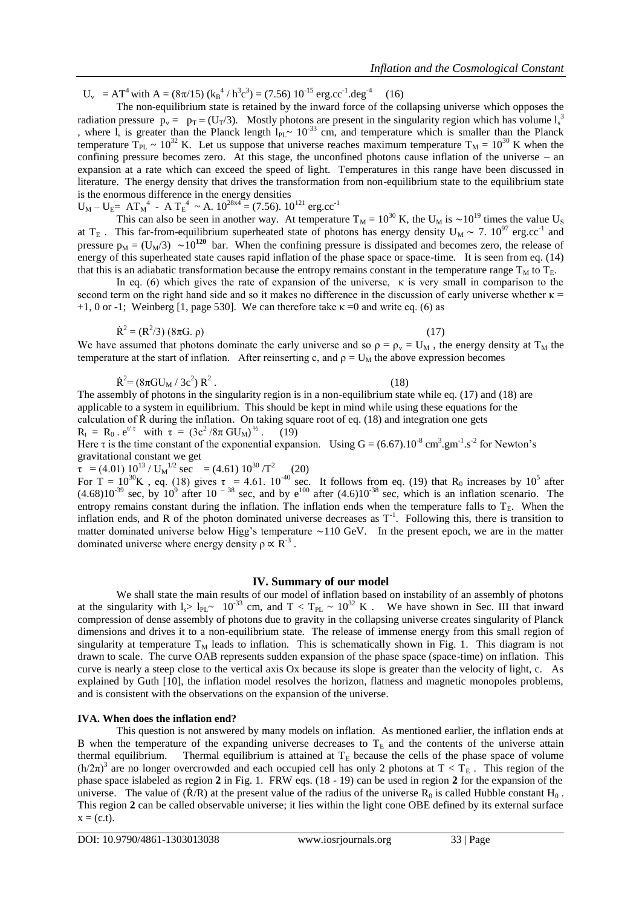$U_v = AT^4$ with $A = (8\pi/15)\,(k_B{}^4 / h^3c^3) = (7.56)\,10^{-15}$ erg.cc$^{-1}$.deg$^{-4}$ (16)

The non-equilibrium state is retained by the inward force of the collapsing universe which opposes the radiation pressure $p_v = p_T = (U_T/3)$. Mostly photons are present in the singularity region which has volume $l_s{}^3$, where $l_s$ is greater than the Planck length $l_{PL} \sim 10^{-33}$ cm, and temperature which is smaller than the Planck temperature $T_{PL} \sim 10^{32}$ K. Let us suppose that universe reaches maximum temperature $T_M = 10^{30}$ K when the confining pressure becomes zero. At this stage, the unconfined photons cause inflation of the universe – an expansion at a rate which can exceed the speed of light. Temperatures in this range have been discussed in literature. The energy density that drives the transformation from non-equilibrium state to the equilibrium state is the enormous difference in the energy densities

$U_M - U_E = AT_M{}^4 - A\,T_E{}^4 \sim A.\,10^{28x4} = (7.56).\,10^{121}$ erg.cc$^{-1}$

This can also be seen in another way. At temperature $T_M = 10^{30}$ K, the $U_M$ is $\sim 10^{19}$ times the value $U_S$ at $T_E$. This far-from-equilibrium superheated state of photons has energy density $U_M \sim 7.\,10^{97}$ erg.cc$^{-1}$ and pressure $p_M = (U_M/3) \sim 10^{\mathbf{120}}$ bar. When the confining pressure is dissipated and becomes zero, the release of energy of this superheated state causes rapid inflation of the phase space or space-time. It is seen from eq. (14) that this is an adiabatic transformation because the entropy remains constant in the temperature range $T_M$ to $T_E$.

In eq. (6) which gives the rate of expansion of the universe, $\kappa$ is very small in comparison to the second term on the right hand side and so it makes no difference in the discussion of early universe whether $\kappa = +1$, 0 or -1; Weinberg [1, page 530]. We can therefore take $\kappa = 0$ and write eq. (6) as

$$\dot{R}^2 = (R^2/3)\,(8\pi G.\,\rho) \qquad (17)$$

We have assumed that photons dominate the early universe and so $\rho = \rho_v = U_M$, the energy density at $T_M$ the temperature at the start of inflation. After reinserting c, and $\rho = U_M$ the above expression becomes

$$\dot{R}^2 = (8\pi G U_M / 3c^2)\,R^2\,. \qquad (18)$$

The assembly of photons in the singularity region is in a non-equilibrium state while eq. (17) and (18) are applicable to a system in equilibrium. This should be kept in mind while using these equations for the calculation of $\dot{R}$ during the inflation. On taking square root of eq. (18) and integration one gets

$R_t = R_0\,.\,e^{t/\tau}$ with $\tau = (3c^2/8\pi\,G U_M)^{1/2}$. (19)

Here $\tau$ is the time constant of the exponential expansion. Using $G = (6.67).10^{-8}$ cm$^3$.gm$^{-1}$.s$^{-2}$ for Newton's gravitational constant we get

$\tau = (4.01)\,10^{13} / U_M{}^{1/2}$ sec $= (4.61)\,10^{30}/T^2$ (20)

For $T = 10^{30}$K, eq. (18) gives $\tau = 4.61.\,10^{-40}$ sec. It follows from eq. (19) that $R_0$ increases by $10^5$ after $(4.68)10^{-39}$ sec, by $10^9$ after $10^{-38}$ sec, and by $e^{100}$ after $(4.6)10^{-38}$ sec, which is an inflation scenario. The entropy remains constant during the inflation. The inflation ends when the temperature falls to $T_E$. When the inflation ends, and R of the photon dominated universe decreases as $T^{-1}$. Following this, there is transition to matter dominated universe below Higg's temperature $\sim$110 GeV. In the present epoch, we are in the matter dominated universe where energy density $\rho \propto R^{-3}$.

## IV. Summary of our model

We shall state the main results of our model of inflation based on instability of an assembly of photons at the singularity with $l_s > l_{PL} \sim 10^{-33}$ cm, and $T < T_{PL} \sim 10^{32}$ K. We have shown in Sec. III that inward compression of dense assembly of photons due to gravity in the collapsing universe creates singularity of Planck dimensions and drives it to a non-equilibrium state. The release of immense energy from this small region of singularity at temperature $T_M$ leads to inflation. This is schematically shown in Fig. 1. This diagram is not drawn to scale. The curve OAB represents sudden expansion of the phase space (space-time) on inflation. This curve is nearly a steep close to the vertical axis Ox because its slope is greater than the velocity of light, c. As explained by Guth [10], the inflation model resolves the horizon, flatness and magnetic monopoles problems, and is consistent with the observations on the expansion of the universe.

### IVA. When does the inflation end?

This question is not answered by many models on inflation. As mentioned earlier, the inflation ends at B when the temperature of the expanding universe decreases to $T_E$ and the contents of the universe attain thermal equilibrium. Thermal equilibrium is attained at $T_E$ because the cells of the phase space of volume $(h/2\pi)^3$ are no longer overcrowded and each occupied cell has only 2 photons at $T < T_E$. This region of the phase space islabeled as region **2** in Fig. 1. FRW eqs. (18 - 19) can be used in region **2** for the expansion of the universe. The value of $(\dot{R}/R)$ at the present value of the radius of the universe $R_0$ is called Hubble constant $H_0$. This region **2** can be called observable universe; it lies within the light cone OBE defined by its external surface $x = (c.t)$.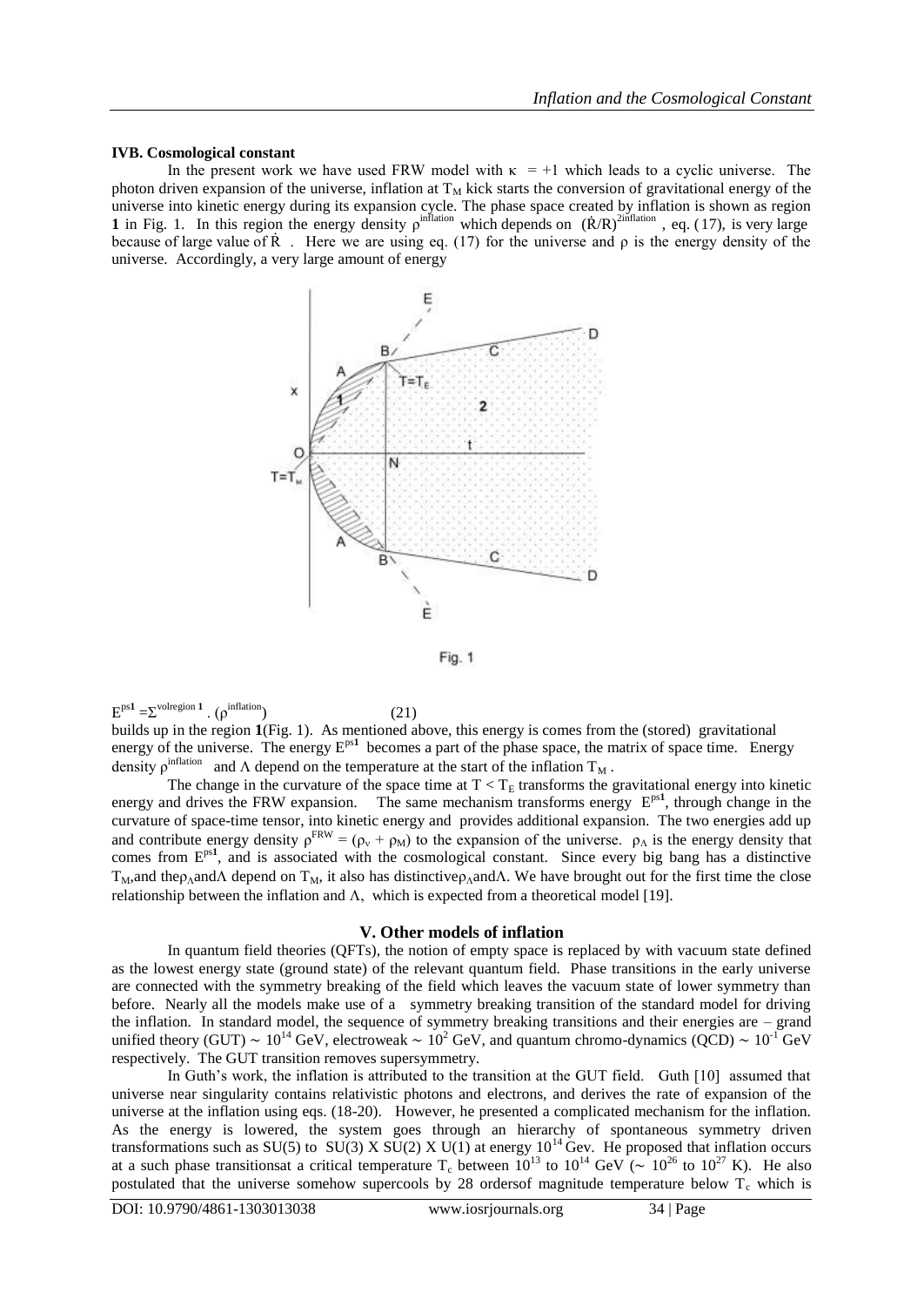**IVB. Cosmological constant**

In the present work we have used FRW model with $\kappa = +1$ which leads to a cyclic universe. The photon driven expansion of the universe, inflation at $T_M$ kick starts the conversion of gravitational energy of the universe into kinetic energy during its expansion cycle. The phase space created by inflation is shown as region **1** in Fig. 1. In this region the energy density $\rho^{inflation}$ which depends on $(\dot{R}/R)^{2inflation}$ , eq. (17), is very large because of large value of $\dot{R}$ . Here we are using eq. (17) for the universe and $\rho$ is the energy density of the universe. Accordingly, a very large amount of energy

Fig. 1

$$E^{ps\mathbf{1}} = \Sigma^{volregion\ \mathbf{1}} . (\rho^{inflation}) \qquad (21)$$

builds up in the region **1**(Fig. 1). As mentioned above, this energy is comes from the (stored) gravitational energy of the universe. The energy $E^{ps\mathbf{1}}$ becomes a part of the phase space, the matrix of space time. Energy density $\rho^{inflation}$ and $\Lambda$ depend on the temperature at the start of the inflation $T_M$ .

The change in the curvature of the space time at $T < T_E$ transforms the gravitational energy into kinetic energy and drives the FRW expansion. The same mechanism transforms energy $E^{ps\mathbf{1}}$, through change in the curvature of space-time tensor, into kinetic energy and provides additional expansion. The two energies add up and contribute energy density $\rho^{FRW} = (\rho_v + \rho_M)$ to the expansion of the universe. $\rho_\Lambda$ is the energy density that comes from $E^{ps\mathbf{1}}$, and is associated with the cosmological constant. Since every big bang has a distinctive $T_M$,and the$\rho_\Lambda$and$\Lambda$ depend on $T_M$, it also has distinctive$\rho_\Lambda$and$\Lambda$. We have brought out for the first time the close relationship between the inflation and $\Lambda$, which is expected from a theoretical model [19].

## V. Other models of inflation

In quantum field theories (QFTs), the notion of empty space is replaced by with vacuum state defined as the lowest energy state (ground state) of the relevant quantum field. Phase transitions in the early universe are connected with the symmetry breaking of the field which leaves the vacuum state of lower symmetry than before. Nearly all the models make use of a symmetry breaking transition of the standard model for driving the inflation. In standard model, the sequence of symmetry breaking transitions and their energies are – grand unified theory (GUT) $\sim 10^{14}$ GeV, electroweak $\sim 10^{2}$ GeV, and quantum chromo-dynamics (QCD) $\sim 10^{-1}$ GeV respectively. The GUT transition removes supersymmetry.

In Guth's work, the inflation is attributed to the transition at the GUT field. Guth [10] assumed that universe near singularity contains relativistic photons and electrons, and derives the rate of expansion of the universe at the inflation using eqs. (18-20). However, he presented a complicated mechanism for the inflation. As the energy is lowered, the system goes through an hierarchy of spontaneous symmetry driven transformations such as SU(5) to SU(3) X SU(2) X U(1) at energy $10^{14}$ Gev. He proposed that inflation occurs at a such phase transitionsat a critical temperature $T_c$ between $10^{13}$ to $10^{14}$ GeV ($\sim 10^{26}$ to $10^{27}$ K). He also postulated that the universe somehow supercools by 28 ordersof magnitude temperature below $T_c$ which is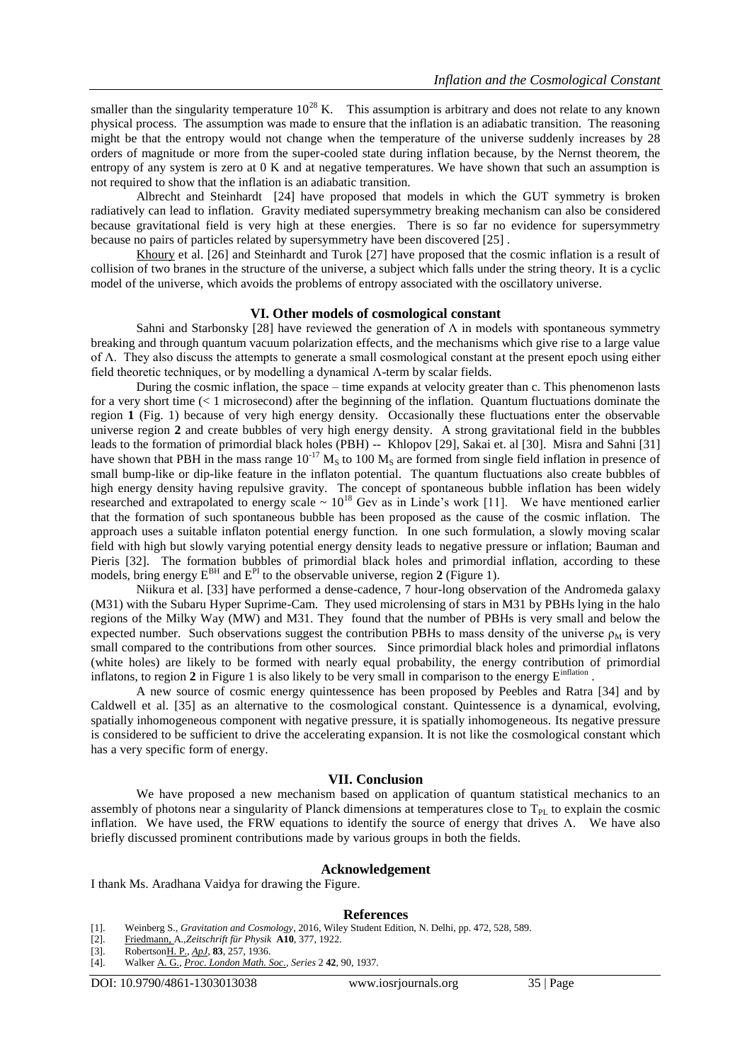smaller than the singularity temperature $10^{28}$ K. This assumption is arbitrary and does not relate to any known physical process. The assumption was made to ensure that the inflation is an adiabatic transition. The reasoning might be that the entropy would not change when the temperature of the universe suddenly increases by 28 orders of magnitude or more from the super-cooled state during inflation because, by the Nernst theorem, the entropy of any system is zero at 0 K and at negative temperatures. We have shown that such an assumption is not required to show that the inflation is an adiabatic transition.

Albrecht and Steinhardt [24] have proposed that models in which the GUT symmetry is broken radiatively can lead to inflation. Gravity mediated supersymmetry breaking mechanism can also be considered because gravitational field is very high at these energies. There is so far no evidence for supersymmetry because no pairs of particles related by supersymmetry have been discovered [25] .

Khoury et al. [26] and Steinhardt and Turok [27] have proposed that the cosmic inflation is a result of collision of two branes in the structure of the universe, a subject which falls under the string theory. It is a cyclic model of the universe, which avoids the problems of entropy associated with the oscillatory universe.

## VI. Other models of cosmological constant

Sahni and Starbonsky [28] have reviewed the generation of $\Lambda$ in models with spontaneous symmetry breaking and through quantum vacuum polarization effects, and the mechanisms which give rise to a large value of $\Lambda$. They also discuss the attempts to generate a small cosmological constant at the present epoch using either field theoretic techniques, or by modelling a dynamical $\Lambda$-term by scalar fields.

During the cosmic inflation, the space – time expands at velocity greater than c. This phenomenon lasts for a very short time (< 1 microsecond) after the beginning of the inflation. Quantum fluctuations dominate the region **1** (Fig. 1) because of very high energy density. Occasionally these fluctuations enter the observable universe region **2** and create bubbles of very high energy density. A strong gravitational field in the bubbles leads to the formation of primordial black holes (PBH) -- Khlopov [29], Sakai et. al [30]. Misra and Sahni [31] have shown that PBH in the mass range $10^{-17}$ $M_S$ to 100 $M_S$ are formed from single field inflation in presence of small bump-like or dip-like feature in the inflaton potential. The quantum fluctuations also create bubbles of high energy density having repulsive gravity. The concept of spontaneous bubble inflation has been widely researched and extrapolated to energy scale ~ $10^{18}$ Gev as in Linde's work [11]. We have mentioned earlier that the formation of such spontaneous bubble has been proposed as the cause of the cosmic inflation. The approach uses a suitable inflaton potential energy function. In one such formulation, a slowly moving scalar field with high but slowly varying potential energy density leads to negative pressure or inflation; Bauman and Pieris [32]. The formation bubbles of primordial black holes and primordial inflation, according to these models, bring energy $E^{BH}$ and $E^{PI}$ to the observable universe, region **2** (Figure 1).

Niikura et al. [33] have performed a dense-cadence, 7 hour-long observation of the Andromeda galaxy (M31) with the Subaru Hyper Suprime-Cam. They used microlensing of stars in M31 by PBHs lying in the halo regions of the Milky Way (MW) and M31. They found that the number of PBHs is very small and below the expected number. Such observations suggest the contribution PBHs to mass density of the universe $\rho_M$ is very small compared to the contributions from other sources. Since primordial black holes and primordial inflatons (white holes) are likely to be formed with nearly equal probability, the energy contribution of primordial inflatons, to region **2** in Figure 1 is also likely to be very small in comparison to the energy $E^{inflation}$ .

A new source of cosmic energy quintessence has been proposed by Peebles and Ratra [34] and by Caldwell et al. [35] as an alternative to the cosmological constant. Quintessence is a dynamical, evolving, spatially inhomogeneous component with negative pressure, it is spatially inhomogeneous. Its negative pressure is considered to be sufficient to drive the accelerating expansion. It is not like the cosmological constant which has a very specific form of energy.

## VII. Conclusion

We have proposed a new mechanism based on application of quantum statistical mechanics to an assembly of photons near a singularity of Planck dimensions at temperatures close to $T_{PL}$ to explain the cosmic inflation. We have used, the FRW equations to identify the source of energy that drives $\Lambda$. We have also briefly discussed prominent contributions made by various groups in both the fields.

## Acknowledgement

I thank Ms. Aradhana Vaidya for drawing the Figure.

## References

[1]. Weinberg S., *Gravitation and Cosmology*, 2016, Wiley Student Edition, N. Delhi, pp. 472, 528, 589.
[2]. Friedmann, A.,*Zeitschrift für Physik* **A10**, 377, 1922.
[3]. RobertsonH. P., *ApJ*, **83**, 257, 1936.
[4]. Walker A. G., *Proc. London Math. Soc., Series* 2 **42**, 90, 1937.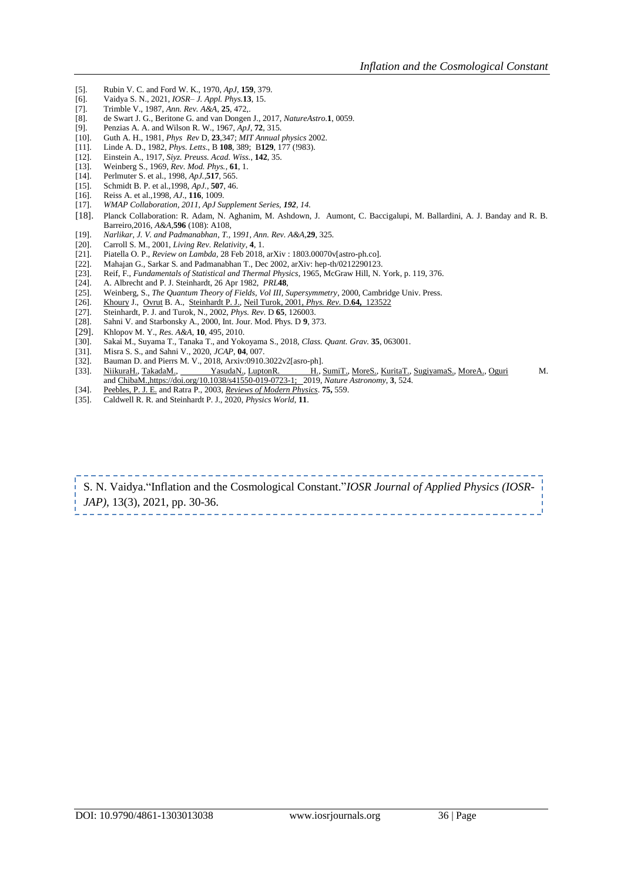[5]. Rubin V. C. and Ford W. K., 1970, *ApJ*, **159**, 379.
[6]. Vaidya S. N., 2021, *IOSR– J. Appl. Phys.***13**, 15.
[7]. Trimble V., 1987, *Ann. Rev. A&A*, **25**, 472,.
[8]. de Swart J. G., Beritone G. and van Dongen J., 2017, *NatureAstro.***1**, 0059.
[9]. Penzias A. A. and Wilson R. W., 1967, *ApJ*, **72**, 315.
[10]. Guth A. H., 1981, *Phys Rev* D, **23**,347; *MIT Annual physics* 2002.
[11]. Linde A. D., 1982, *Phys. Letts*., B **108**, 389; B**129**, 177 (!983).
[12]. Einstein A., 1917, *Siyz. Preuss. Acad. Wiss.*, **142**, 35.
[13]. Weinberg S., 1969, *Rev. Mod. Phys.*, **61**, 1.
[14]. Perlmuter S. et al., 1998, *ApJ.*,**517**, 565.
[15]. Schmidt B. P. et al.,1998, *ApJ.*, **507**, 46.
[16]. Reiss A. et al.,1998, *AJ*., **116**, 1009.
[17]. *WMAP Collaboration, 2011, ApJ Supplement Series, **192**, 14.*
[18]. Planck Collaboration: R. Adam, N. Aghanim, M. Ashdown, J. Aumont, C. Baccigalupi, M. Ballardini, A. J. Banday and R. B. Barreiro,2016, *A&A*,**596** (108): A108,
[19]. *Narlikar, J. V. and Padmanabhan, T., 1991, Ann. Rev. A&A*,**29**, 325.
[20]. Carroll S. M., 2001, *Living Rev. Relativity*, **4**, 1.
[21]. Piatella O. P., *Review on Lambda*, 28 Feb 2018, arXiv : 1803.00070v[astro-ph.co].
[22]. Mahajan G., Sarkar S. and Padmanabhan T., Dec 2002, arXiv: hep-th/0212290123.
[23]. Reif, F., *Fundamentals of Statistical and Thermal Physics*, 1965, McGraw Hill, N. York, p. 119, 376.
[24]. A. Albrecht and P. J. Steinhardt, 26 Apr 1982, *PRL***48**,
[25]. Weinberg, S., *The Quantum Theory of Fields, Vol III, Supersymmetry*, 2000, Cambridge Univ. Press.
[26]. Khoury J., Ovrut B. A., Steinhardt P. J., Neil Turok, 2001, *Phys. Rev*. D.**64,** 123522
[27]. Steinhardt, P. J. and Turok, N., 2002, *Phys. Rev.* D **65**, 126003.
[28]. Sahni V. and Starbonsky A., 2000, Int. Jour. Mod. Phys. D **9**, 373.
[29]. Khlopov M. Y., *Res. A&A*, **10**, 495, 2010.
[30]. Sakai M., Suyama T., Tanaka T., and Yokoyama S., 2018, *Class. Quant. Grav.* **35**, 063001.
[31]. Misra S. S., and Sahni V., 2020, *JCAP*, **04**, 007.
[32]. Bauman D. and Pierrs M. V., 2018, Arxiv:0910.3022v2[asro-ph].
[33]. NiikuraH., TakadaM., YasudaN., LuptonR. H., SumiT., MoreS., KuritaT., SugiyamaS., MoreA., Oguri M. and ChibaM.,https://doi.org/10.1038/s41550-019-0723-1; 2019, *Nature Astronomy*, **3**, 524.
[34]. Peebles, P. J. E. and Ratra P., 2003, *Reviews of Modern Physics*. **75,** 559.
[35]. Caldwell R. R. and Steinhardt P. J., 2020, *Physics World*, **11**.

S. N. Vaidya."Inflation and the Cosmological Constant."*IOSR Journal of Applied Physics (IOSR-JAP)*, 13(3), 2021, pp. 30-36.